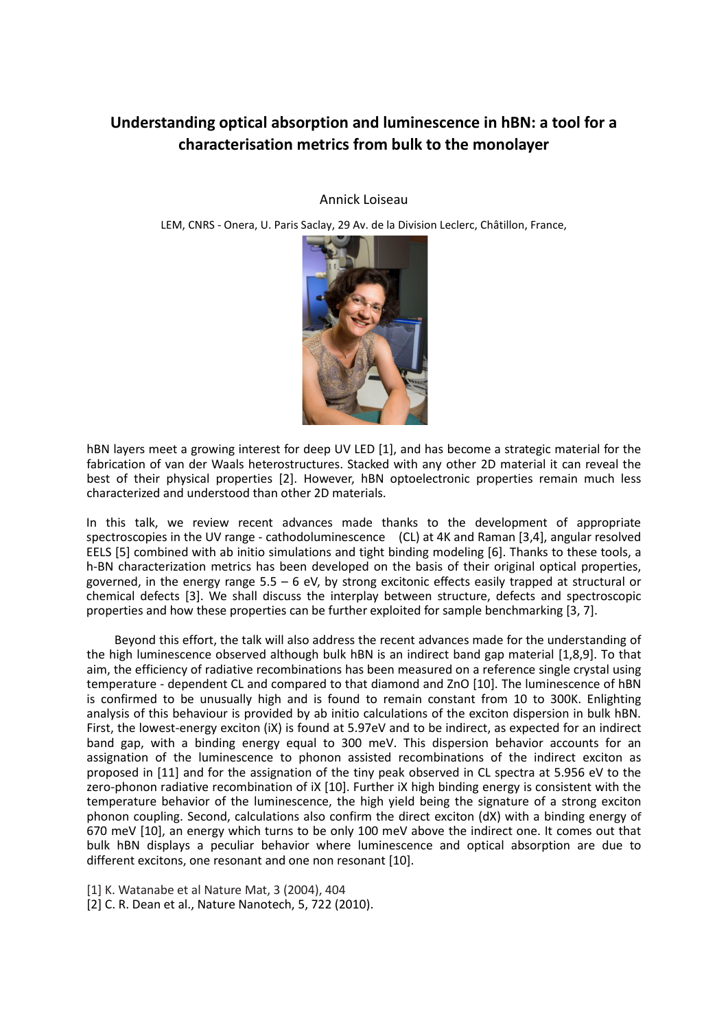# Understanding optical absorption and luminescence in hBN: a tool for a characterisation metrics from bulk to the monolayer

Annick Loiseau

LEM, CNRS - Onera, U. Paris Saclay, 29 Av. de la Division Leclerc, Châtillon, France,

hBN layers meet a growing interest for deep UV LED [1], and has become a strategic material for the fabrication of van der Waals heterostructures. Stacked with any other 2D material it can reveal the best of their physical properties [2]. However, hBN optoelectronic properties remain much less characterized and understood than other 2D materials.

In this talk, we review recent advances made thanks to the development of appropriate spectroscopies in the UV range - cathodoluminescence (CL) at 4K and Raman [3,4], angular resolved EELS [5] combined with ab initio simulations and tight binding modeling [6]. Thanks to these tools, a h-BN characterization metrics has been developed on the basis of their original optical properties, governed, in the energy range 5.5 – 6 eV, by strong excitonic effects easily trapped at structural or chemical defects [3]. We shall discuss the interplay between structure, defects and spectroscopic properties and how these properties can be further exploited for sample benchmarking [3, 7].

Beyond this effort, the talk will also address the recent advances made for the understanding of the high luminescence observed although bulk hBN is an indirect band gap material [1,8,9]. To that aim, the efficiency of radiative recombinations has been measured on a reference single crystal using temperature - dependent CL and compared to that diamond and ZnO [10]. The luminescence of hBN is confirmed to be unusually high and is found to remain constant from 10 to 300K. Enlighting analysis of this behaviour is provided by ab initio calculations of the exciton dispersion in bulk hBN. First, the lowest-energy exciton (iX) is found at 5.97eV and to be indirect, as expected for an indirect band gap, with a binding energy equal to 300 meV. This dispersion behavior accounts for an assignation of the luminescence to phonon assisted recombinations of the indirect exciton as proposed in [11] and for the assignation of the tiny peak observed in CL spectra at 5.956 eV to the zero-phonon radiative recombination of iX [10]. Further iX high binding energy is consistent with the temperature behavior of the luminescence, the high yield being the signature of a strong exciton phonon coupling. Second, calculations also confirm the direct exciton (dX) with a binding energy of 670 meV [10], an energy which turns to be only 100 meV above the indirect one. It comes out that bulk hBN displays a peculiar behavior where luminescence and optical absorption are due to different excitons, one resonant and one non resonant [10].

[1] K. Watanabe et al Nature Mat, 3 (2004), 404
[2] C. R. Dean et al., Nature Nanotech, 5, 722 (2010).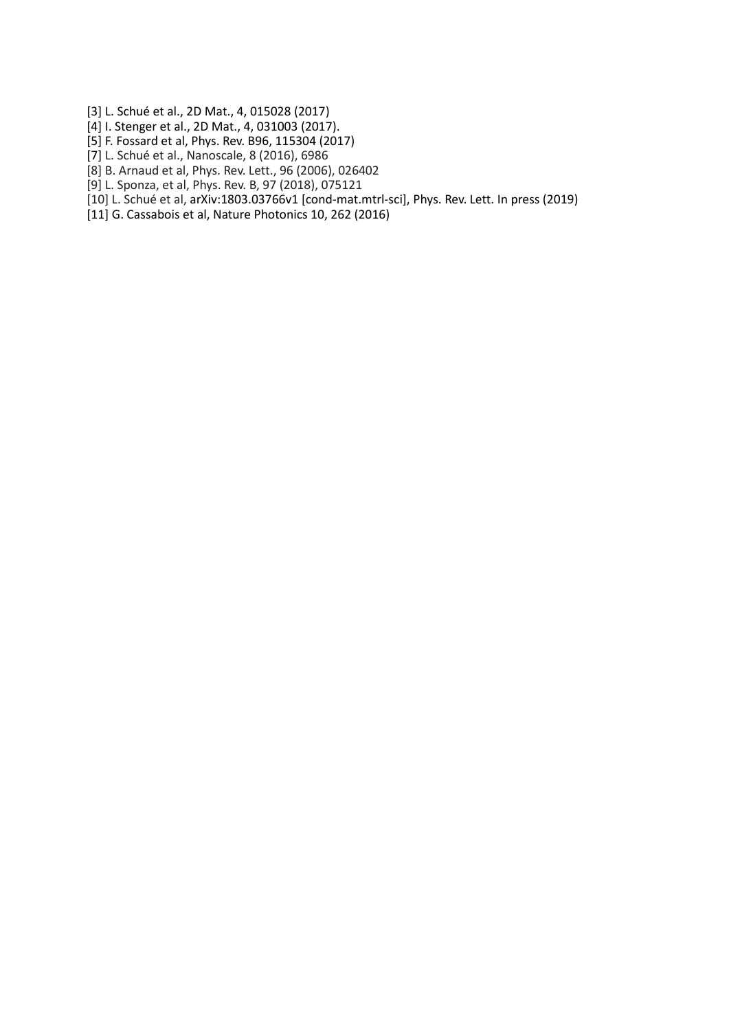[3] L. Schué et al., 2D Mat., 4, 015028 (2017)
[4] I. Stenger et al., 2D Mat., 4, 031003 (2017).
[5] F. Fossard et al, Phys. Rev. B96, 115304 (2017)
[7] L. Schué et al., Nanoscale, 8 (2016), 6986
[8] B. Arnaud et al, Phys. Rev. Lett., 96 (2006), 026402
[9] L. Sponza, et al, Phys. Rev. B, 97 (2018), 075121
[10] L. Schué et al, arXiv:1803.03766v1 [cond-mat.mtrl-sci], Phys. Rev. Lett. In press (2019)
[11] G. Cassabois et al, Nature Photonics 10, 262 (2016)